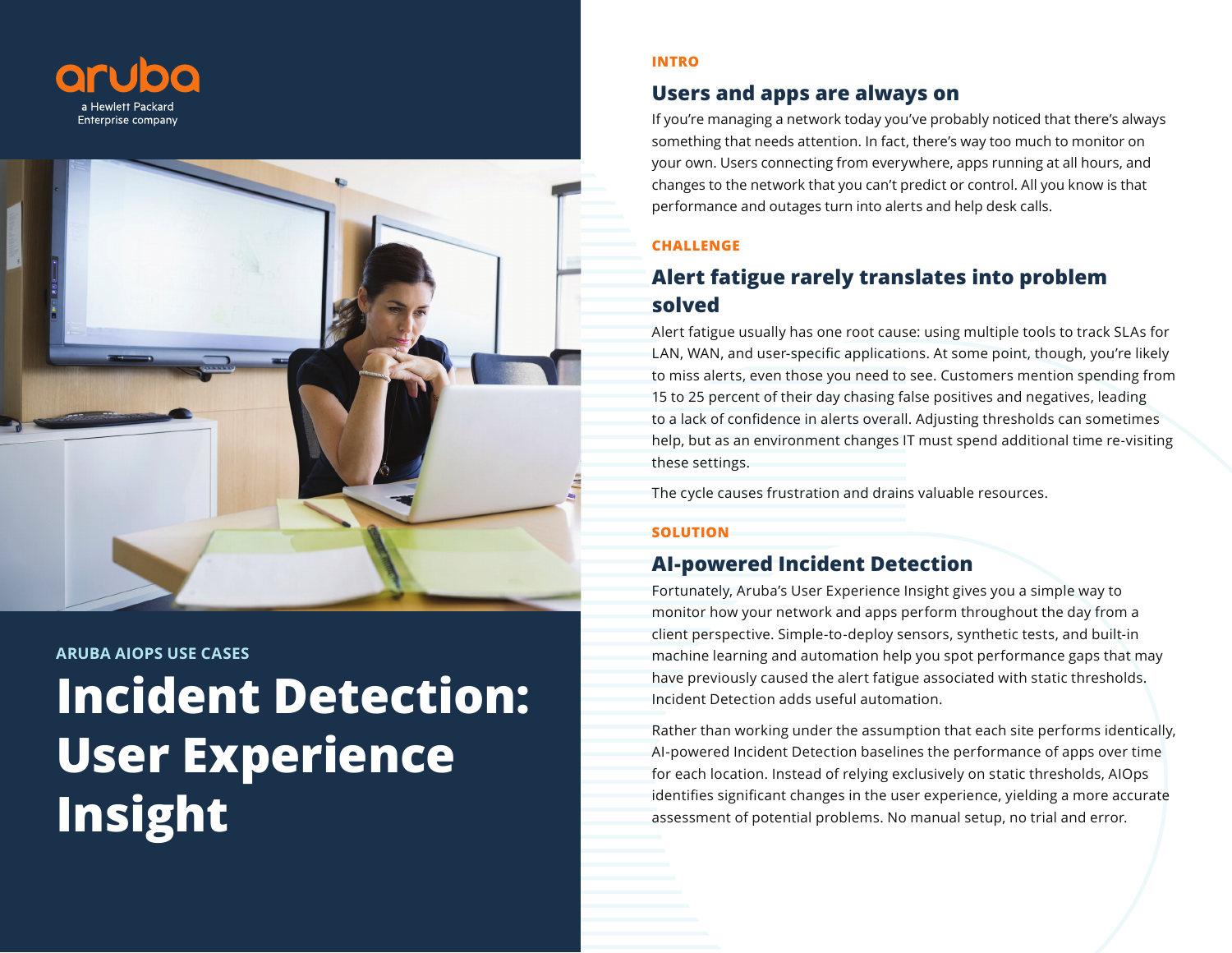aruba

a Hewlett Packard Enterprise company

ARUBA AIOPS USE CASES

# Incident Detection: User Experience Insight

INTRO

## Users and apps are always on

If you're managing a network today you've probably noticed that there's always something that needs attention. In fact, there's way too much to monitor on your own. Users connecting from everywhere, apps running at all hours, and changes to the network that you can't predict or control. All you know is that performance and outages turn into alerts and help desk calls.

CHALLENGE

## Alert fatigue rarely translates into problem solved

Alert fatigue usually has one root cause: using multiple tools to track SLAs for LAN, WAN, and user-specific applications. At some point, though, you're likely to miss alerts, even those you need to see. Customers mention spending from 15 to 25 percent of their day chasing false positives and negatives, leading to a lack of confidence in alerts overall. Adjusting thresholds can sometimes help, but as an environment changes IT must spend additional time re-visiting these settings.

The cycle causes frustration and drains valuable resources.

SOLUTION

## AI-powered Incident Detection

Fortunately, Aruba's User Experience Insight gives you a simple way to monitor how your network and apps perform throughout the day from a client perspective. Simple-to-deploy sensors, synthetic tests, and built-in machine learning and automation help you spot performance gaps that may have previously caused the alert fatigue associated with static thresholds. Incident Detection adds useful automation.

Rather than working under the assumption that each site performs identically, AI-powered Incident Detection baselines the performance of apps over time for each location. Instead of relying exclusively on static thresholds, AIOps identifies significant changes in the user experience, yielding a more accurate assessment of potential problems. No manual setup, no trial and error.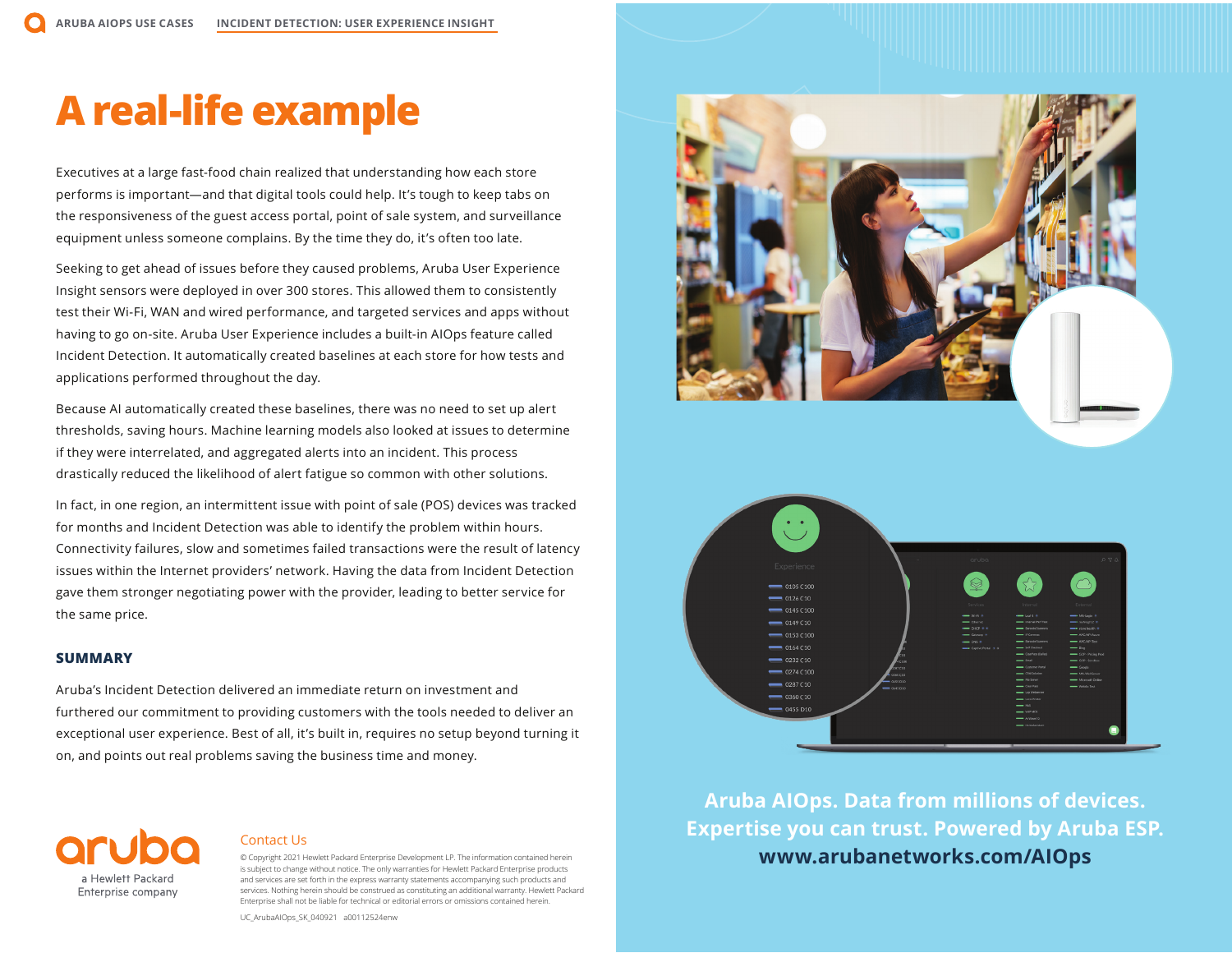# A real-life example

Executives at a large fast-food chain realized that understanding how each store performs is important—and that digital tools could help. It's tough to keep tabs on the responsiveness of the guest access portal, point of sale system, and surveillance equipment unless someone complains. By the time they do, it's often too late.

Seeking to get ahead of issues before they caused problems, Aruba User Experience Insight sensors were deployed in over 300 stores. This allowed them to consistently test their Wi-Fi, WAN and wired performance, and targeted services and apps without having to go on-site. Aruba User Experience includes a built-in AIOps feature called Incident Detection. It automatically created baselines at each store for how tests and applications performed throughout the day.

Because AI automatically created these baselines, there was no need to set up alert thresholds, saving hours. Machine learning models also looked at issues to determine if they were interrelated, and aggregated alerts into an incident. This process drastically reduced the likelihood of alert fatigue so common with other solutions.

In fact, in one region, an intermittent issue with point of sale (POS) devices was tracked for months and Incident Detection was able to identify the problem within hours. Connectivity failures, slow and sometimes failed transactions were the result of latency issues within the Internet providers' network. Having the data from Incident Detection gave them stronger negotiating power with the provider, leading to better service for the same price.

### SUMMARY

Aruba's Incident Detection delivered an immediate return on investment and furthered our commitment to providing customers with the tools needed to deliver an exceptional user experience. Best of all, it's built in, requires no setup beyond turning it on, and points out real problems saving the business time and money.

**Aruba AIOps. Data from millions of devices. Expertise you can trust. Powered by Aruba ESP.**
**www.arubanetworks.com/AIOps**

aruba
a Hewlett Packard Enterprise company

Contact Us

© Copyright 2021 Hewlett Packard Enterprise Development LP. The information contained herein is subject to change without notice. The only warranties for Hewlett Packard Enterprise products and services are set forth in the express warranty statements accompanying such products and services. Nothing herein should be construed as constituting an additional warranty. Hewlett Packard Enterprise shall not be liable for technical or editorial errors or omissions contained herein.

UC_ArubaAIOps_SK_040921 a00112524enw